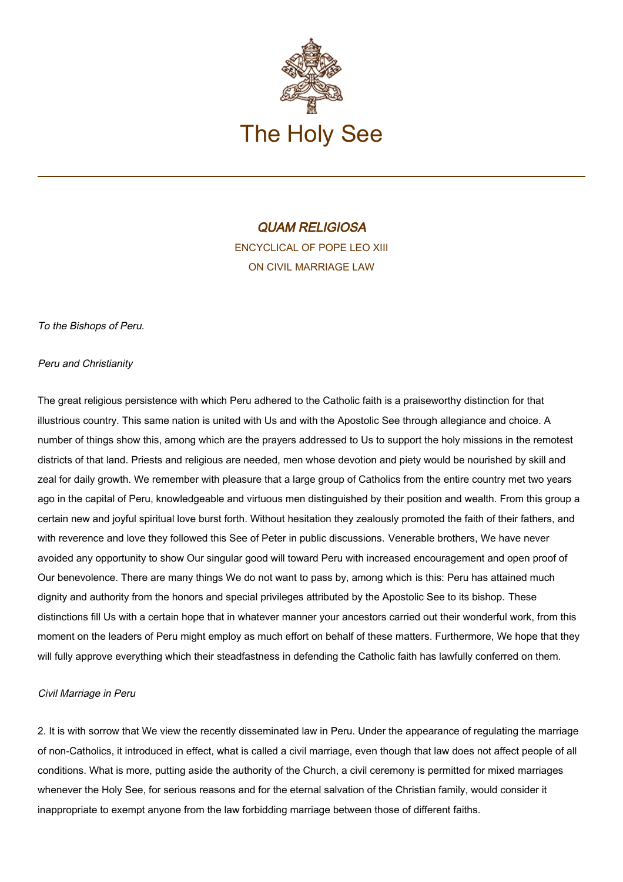# The Holy See

## *QUAM RELIGIOSA*

ENCYCLICAL OF POPE LEO XIII

ON CIVIL MARRIAGE LAW

*To the Bishops of Peru.*

*Peru and Christianity*

The great religious persistence with which Peru adhered to the Catholic faith is a praiseworthy distinction for that illustrious country. This same nation is united with Us and with the Apostolic See through allegiance and choice. A number of things show this, among which are the prayers addressed to Us to support the holy missions in the remotest districts of that land. Priests and religious are needed, men whose devotion and piety would be nourished by skill and zeal for daily growth. We remember with pleasure that a large group of Catholics from the entire country met two years ago in the capital of Peru, knowledgeable and virtuous men distinguished by their position and wealth. From this group a certain new and joyful spiritual love burst forth. Without hesitation they zealously promoted the faith of their fathers, and with reverence and love they followed this See of Peter in public discussions. Venerable brothers, We have never avoided any opportunity to show Our singular good will toward Peru with increased encouragement and open proof of Our benevolence. There are many things We do not want to pass by, among which is this: Peru has attained much dignity and authority from the honors and special privileges attributed by the Apostolic See to its bishop. These distinctions fill Us with a certain hope that in whatever manner your ancestors carried out their wonderful work, from this moment on the leaders of Peru might employ as much effort on behalf of these matters. Furthermore, We hope that they will fully approve everything which their steadfastness in defending the Catholic faith has lawfully conferred on them.

*Civil Marriage in Peru*

2. It is with sorrow that We view the recently disseminated law in Peru. Under the appearance of regulating the marriage of non-Catholics, it introduced in effect, what is called a civil marriage, even though that law does not affect people of all conditions. What is more, putting aside the authority of the Church, a civil ceremony is permitted for mixed marriages whenever the Holy See, for serious reasons and for the eternal salvation of the Christian family, would consider it inappropriate to exempt anyone from the law forbidding marriage between those of different faiths.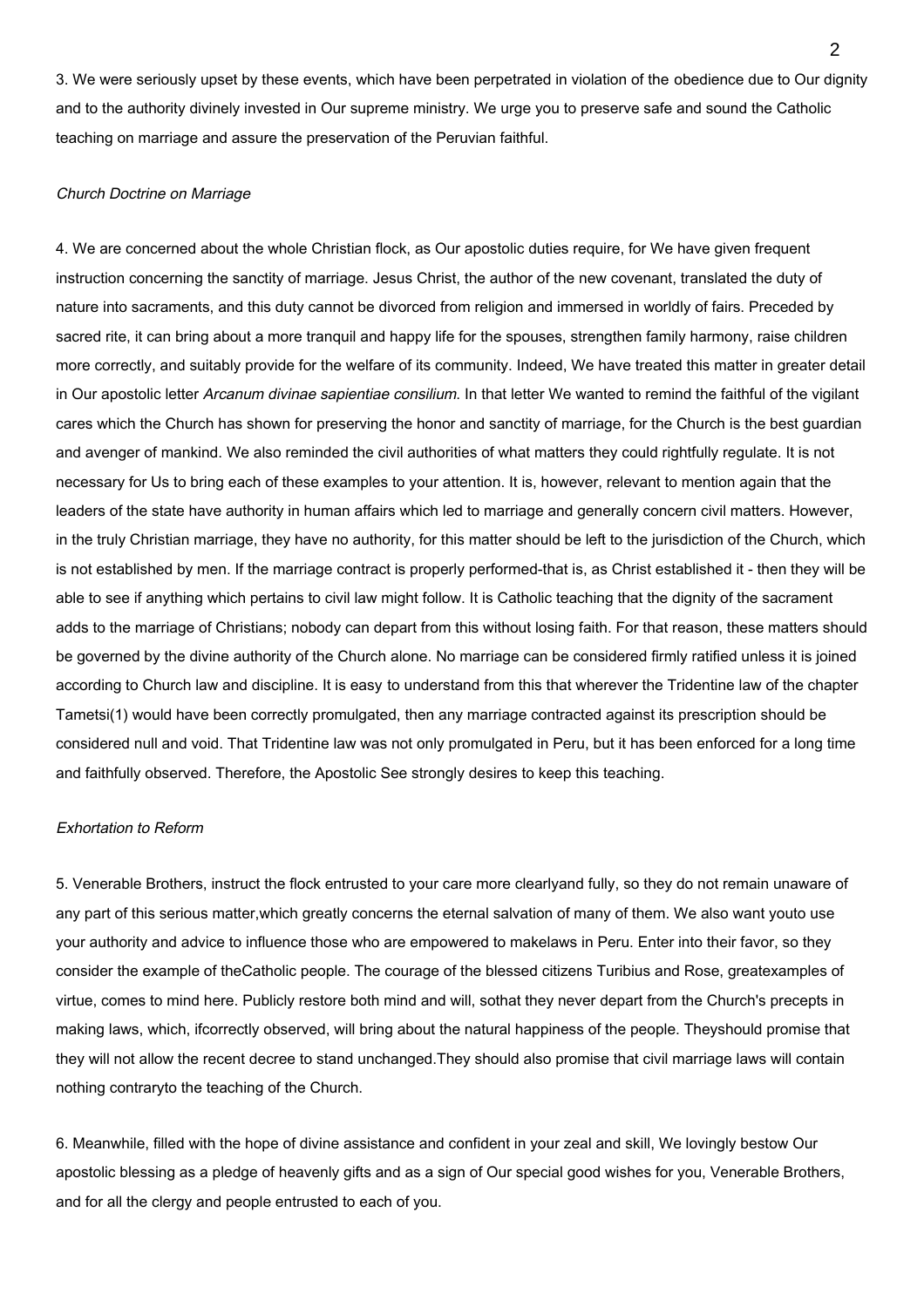3. We were seriously upset by these events, which have been perpetrated in violation of the obedience due to Our dignity and to the authority divinely invested in Our supreme ministry. We urge you to preserve safe and sound the Catholic teaching on marriage and assure the preservation of the Peruvian faithful.

*Church Doctrine on Marriage*

4. We are concerned about the whole Christian flock, as Our apostolic duties require, for We have given frequent instruction concerning the sanctity of marriage. Jesus Christ, the author of the new covenant, translated the duty of nature into sacraments, and this duty cannot be divorced from religion and immersed in worldly of fairs. Preceded by sacred rite, it can bring about a more tranquil and happy life for the spouses, strengthen family harmony, raise children more correctly, and suitably provide for the welfare of its community. Indeed, We have treated this matter in greater detail in Our apostolic letter *Arcanum divinae sapientiae consilium*. In that letter We wanted to remind the faithful of the vigilant cares which the Church has shown for preserving the honor and sanctity of marriage, for the Church is the best guardian and avenger of mankind. We also reminded the civil authorities of what matters they could rightfully regulate. It is not necessary for Us to bring each of these examples to your attention. It is, however, relevant to mention again that the leaders of the state have authority in human affairs which led to marriage and generally concern civil matters. However, in the truly Christian marriage, they have no authority, for this matter should be left to the jurisdiction of the Church, which is not established by men. If the marriage contract is properly performed-that is, as Christ established it - then they will be able to see if anything which pertains to civil law might follow. It is Catholic teaching that the dignity of the sacrament adds to the marriage of Christians; nobody can depart from this without losing faith. For that reason, these matters should be governed by the divine authority of the Church alone. No marriage can be considered firmly ratified unless it is joined according to Church law and discipline. It is easy to understand from this that wherever the Tridentine law of the chapter Tametsi(1) would have been correctly promulgated, then any marriage contracted against its prescription should be considered null and void. That Tridentine law was not only promulgated in Peru, but it has been enforced for a long time and faithfully observed. Therefore, the Apostolic See strongly desires to keep this teaching.

*Exhortation to Reform*

5. Venerable Brothers, instruct the flock entrusted to your care more clearlyand fully, so they do not remain unaware of any part of this serious matter,which greatly concerns the eternal salvation of many of them. We also want youto use your authority and advice to influence those who are empowered to makelaws in Peru. Enter into their favor, so they consider the example of theCatholic people. The courage of the blessed citizens Turibius and Rose, greatexamples of virtue, comes to mind here. Publicly restore both mind and will, sothat they never depart from the Church's precepts in making laws, which, ifcorrectly observed, will bring about the natural happiness of the people. Theyshould promise that they will not allow the recent decree to stand unchanged.They should also promise that civil marriage laws will contain nothing contraryto the teaching of the Church.

6. Meanwhile, filled with the hope of divine assistance and confident in your zeal and skill, We lovingly bestow Our apostolic blessing as a pledge of heavenly gifts and as a sign of Our special good wishes for you, Venerable Brothers, and for all the clergy and people entrusted to each of you.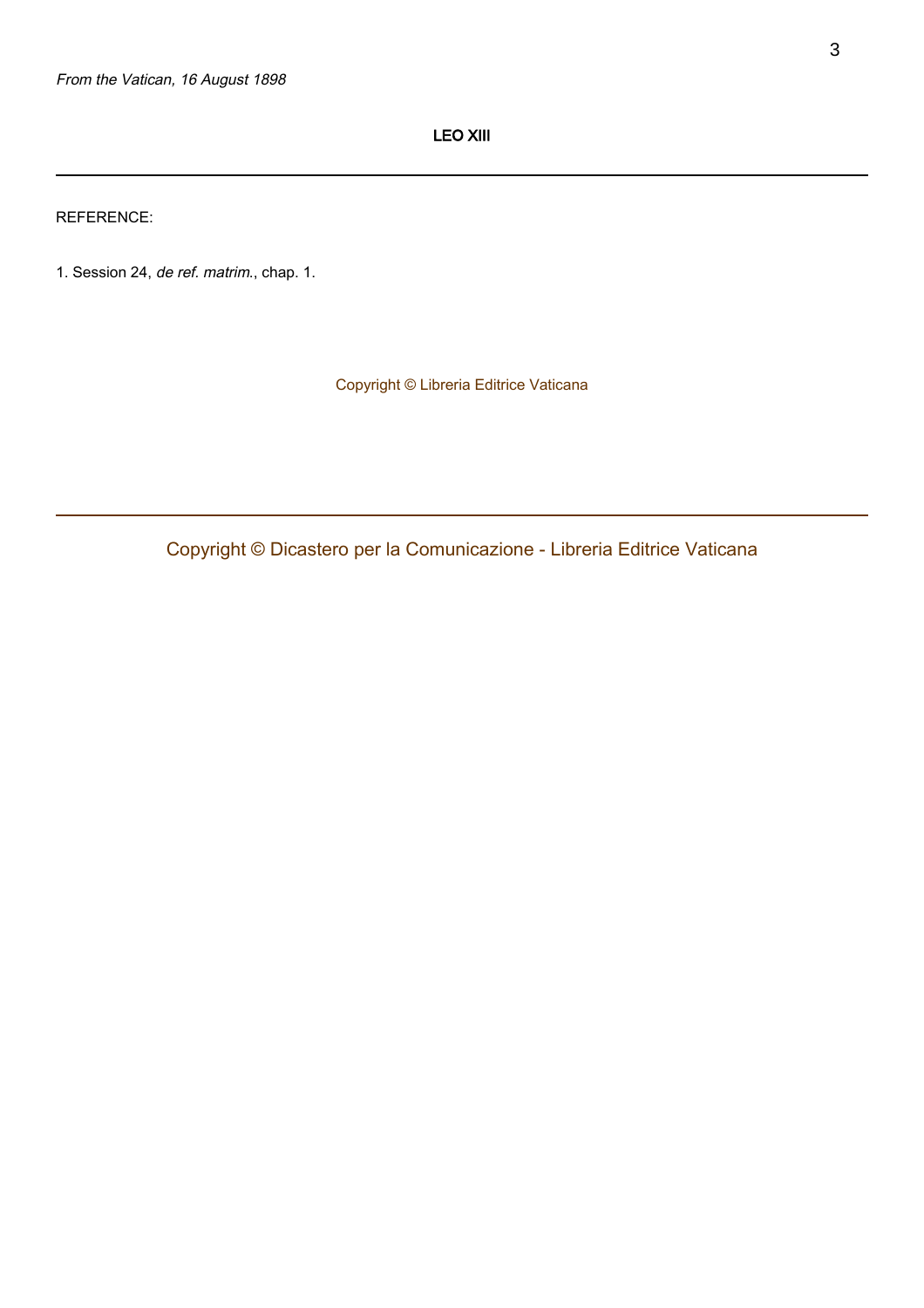*From the Vatican, 16 August 1898*

LEO XIII

---

REFERENCE:

1. Session 24, *de ref. matrim.*, chap. 1.

Copyright © Libreria Editrice Vaticana

---

Copyright © Dicastero per la Comunicazione - Libreria Editrice Vaticana